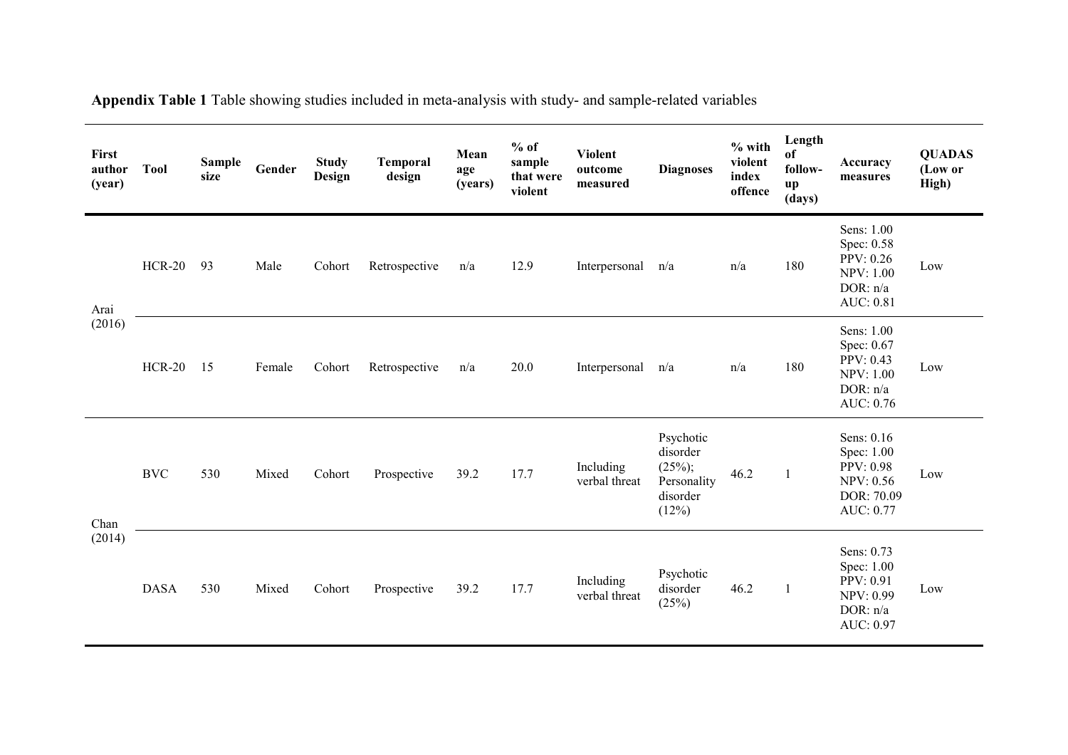**Appendix Table 1** Table showing studies included in meta-analysis with study- and sample-related variables

| First author (year) | Tool | Sample size | Gender | Study Design | Temporal design | Mean age (years) | % of sample that were violent | Violent outcome measured | Diagnoses | % with violent index offence | Length of follow-up (days) | Accuracy measures | QUADAS (Low or High) |
|---|---|---|---|---|---|---|---|---|---|---|---|---|---|
| Arai (2016) | HCR-20 | 93 | Male | Cohort | Retrospective | n/a | 12.9 | Interpersonal | n/a | n/a | 180 | Sens: 1.00 Spec: 0.58 PPV: 0.26 NPV: 1.00 DOR: n/a AUC: 0.81 | Low |
| | HCR-20 | 15 | Female | Cohort | Retrospective | n/a | 20.0 | Interpersonal | n/a | n/a | 180 | Sens: 1.00 Spec: 0.67 PPV: 0.43 NPV: 1.00 DOR: n/a AUC: 0.76 | Low |
| Chan (2014) | BVC | 530 | Mixed | Cohort | Prospective | 39.2 | 17.7 | Including verbal threat | Psychotic disorder (25%); Personality disorder (12%) | 46.2 | 1 | Sens: 0.16 Spec: 1.00 PPV: 0.98 NPV: 0.56 DOR: 70.09 AUC: 0.77 | Low |
| | DASA | 530 | Mixed | Cohort | Prospective | 39.2 | 17.7 | Including verbal threat | Psychotic disorder (25%) | 46.2 | 1 | Sens: 0.73 Spec: 1.00 PPV: 0.91 NPV: 0.99 DOR: n/a AUC: 0.97 | Low |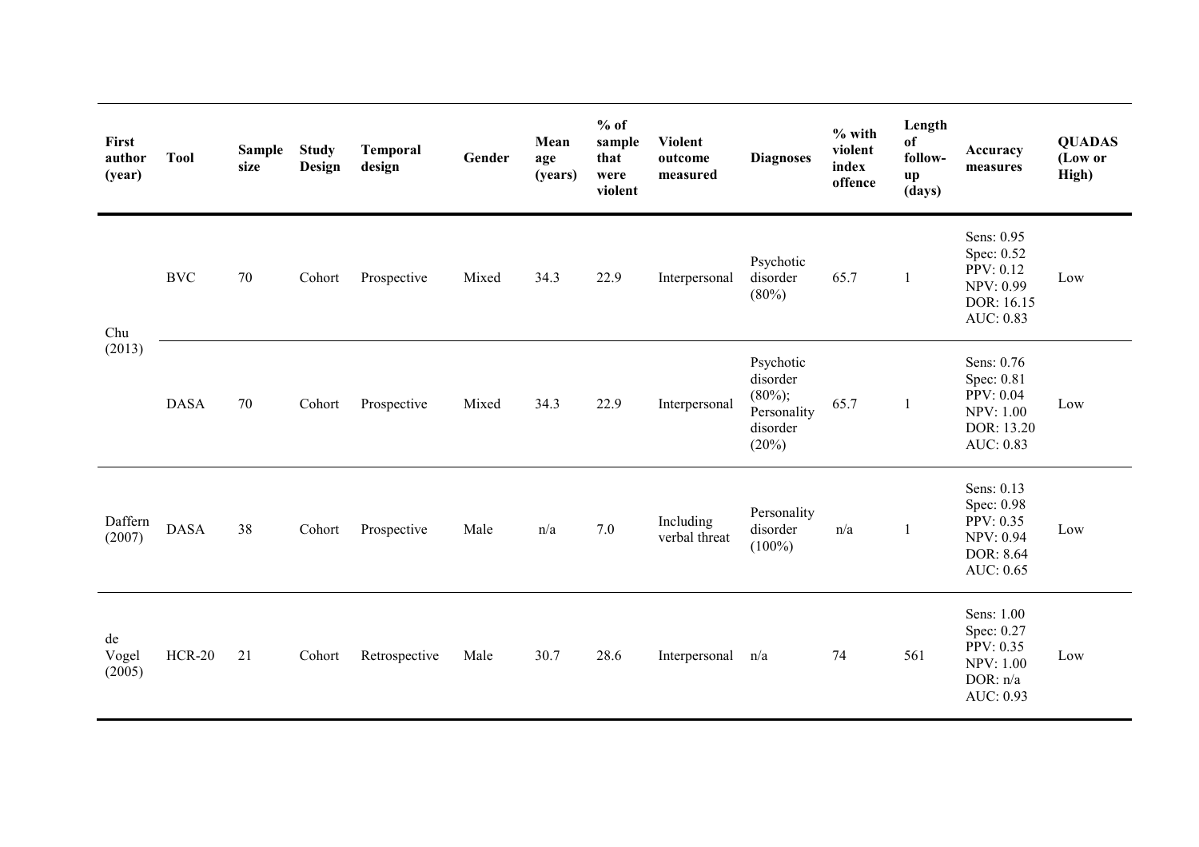| First author (year) | Tool | Sample size | Study Design | Temporal design | Gender | Mean age (years) | % of sample that were violent | Violent outcome measured | Diagnoses | % with violent index offence | Length of follow-up (days) | Accuracy measures | QUADAS (Low or High) |
|---|---|---|---|---|---|---|---|---|---|---|---|---|---|
| Chu (2013) | BVC | 70 | Cohort | Prospective | Mixed | 34.3 | 22.9 | Interpersonal | Psychotic disorder (80%) | 65.7 | 1 | Sens: 0.95<br>Spec: 0.52<br>PPV: 0.12<br>NPV: 0.99<br>DOR: 16.15<br>AUC: 0.83 | Low |
| | DASA | 70 | Cohort | Prospective | Mixed | 34.3 | 22.9 | Interpersonal | Psychotic disorder (80%); Personality disorder (20%) | 65.7 | 1 | Sens: 0.76<br>Spec: 0.81<br>PPV: 0.04<br>NPV: 1.00<br>DOR: 13.20<br>AUC: 0.83 | Low |
| Daffern (2007) | DASA | 38 | Cohort | Prospective | Male | n/a | 7.0 | Including verbal threat | Personality disorder (100%) | n/a | 1 | Sens: 0.13<br>Spec: 0.98<br>PPV: 0.35<br>NPV: 0.94<br>DOR: 8.64<br>AUC: 0.65 | Low |
| de Vogel (2005) | HCR-20 | 21 | Cohort | Retrospective | Male | 30.7 | 28.6 | Interpersonal | n/a | 74 | 561 | Sens: 1.00<br>Spec: 0.27<br>PPV: 0.35<br>NPV: 1.00<br>DOR: n/a<br>AUC: 0.93 | Low |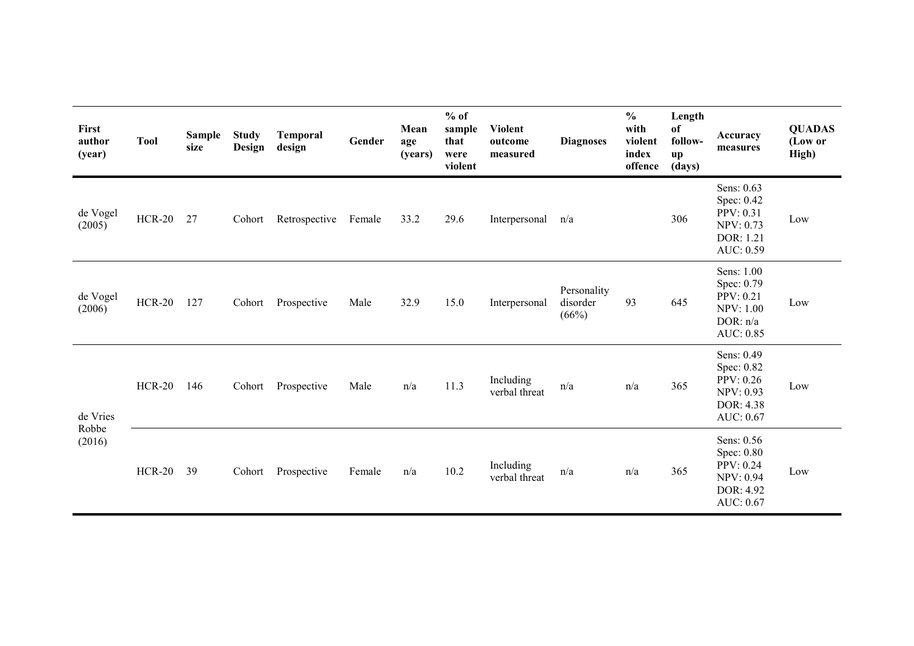| First author (year) | Tool | Sample size | Study Design | Temporal design | Gender | Mean age (years) | % of sample that were violent | Violent outcome measured | Diagnoses | % with violent index offence | Length of follow-up (days) | Accuracy measures | QUADAS (Low or High) |
|---|---|---|---|---|---|---|---|---|---|---|---|---|---|
| de Vogel (2005) | HCR-20 | 27 | Cohort | Retrospective | Female | 33.2 | 29.6 | Interpersonal | n/a | | 306 | Sens: 0.63 Spec: 0.42 PPV: 0.31 NPV: 0.73 DOR: 1.21 AUC: 0.59 | Low |
| de Vogel (2006) | HCR-20 | 127 | Cohort | Prospective | Male | 32.9 | 15.0 | Interpersonal | Personality disorder (66%) | 93 | 645 | Sens: 1.00 Spec: 0.79 PPV: 0.21 NPV: 1.00 DOR: n/a AUC: 0.85 | Low |
| de Vries Robbe (2016) | HCR-20 | 146 | Cohort | Prospective | Male | n/a | 11.3 | Including verbal threat | n/a | n/a | 365 | Sens: 0.49 Spec: 0.82 PPV: 0.26 NPV: 0.93 DOR: 4.38 AUC: 0.67 | Low |
| | HCR-20 | 39 | Cohort | Prospective | Female | n/a | 10.2 | Including verbal threat | n/a | n/a | 365 | Sens: 0.56 Spec: 0.80 PPV: 0.24 NPV: 0.94 DOR: 4.92 AUC: 0.67 | Low |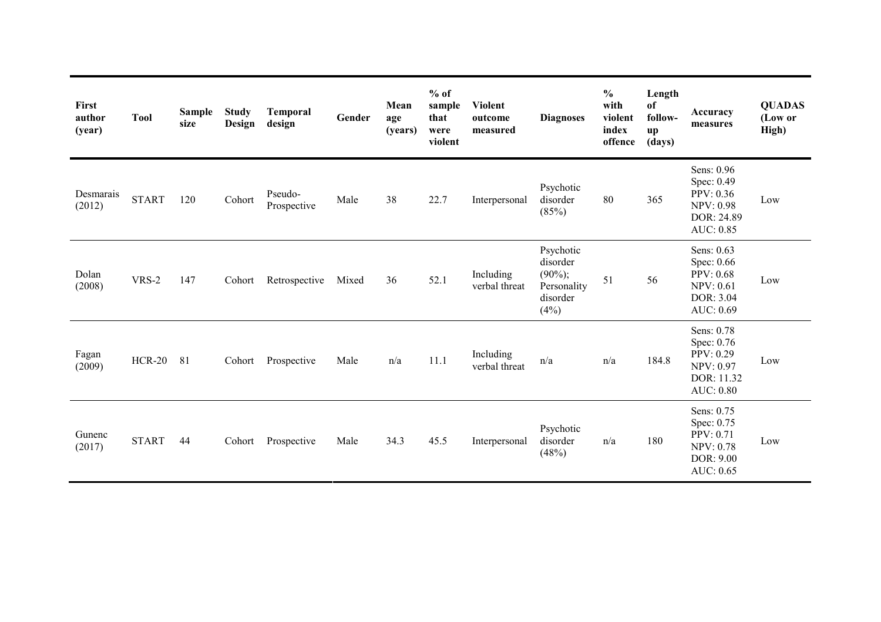| First author (year) | Tool | Sample size | Study Design | Temporal design | Gender | Mean age (years) | % of sample that were violent | Violent outcome measured | Diagnoses | % with violent index offence | Length of follow-up (days) | Accuracy measures | QUADAS (Low or High) |
|---|---|---|---|---|---|---|---|---|---|---|---|---|---|
| Desmarais (2012) | START | 120 | Cohort | Pseudo-Prospective | Male | 38 | 22.7 | Interpersonal | Psychotic disorder (85%) | 80 | 365 | Sens: 0.96<br>Spec: 0.49<br>PPV: 0.36<br>NPV: 0.98<br>DOR: 24.89<br>AUC: 0.85 | Low |
| Dolan (2008) | VRS-2 | 147 | Cohort | Retrospective | Mixed | 36 | 52.1 | Including verbal threat | Psychotic disorder (90%); Personality disorder (4%) | 51 | 56 | Sens: 0.63<br>Spec: 0.66<br>PPV: 0.68<br>NPV: 0.61<br>DOR: 3.04<br>AUC: 0.69 | Low |
| Fagan (2009) | HCR-20 | 81 | Cohort | Prospective | Male | n/a | 11.1 | Including verbal threat | n/a | n/a | 184.8 | Sens: 0.78<br>Spec: 0.76<br>PPV: 0.29<br>NPV: 0.97<br>DOR: 11.32<br>AUC: 0.80 | Low |
| Gunenc (2017) | START | 44 | Cohort | Prospective | Male | 34.3 | 45.5 | Interpersonal | Psychotic disorder (48%) | n/a | 180 | Sens: 0.75<br>Spec: 0.75<br>PPV: 0.71<br>NPV: 0.78<br>DOR: 9.00<br>AUC: 0.65 | Low |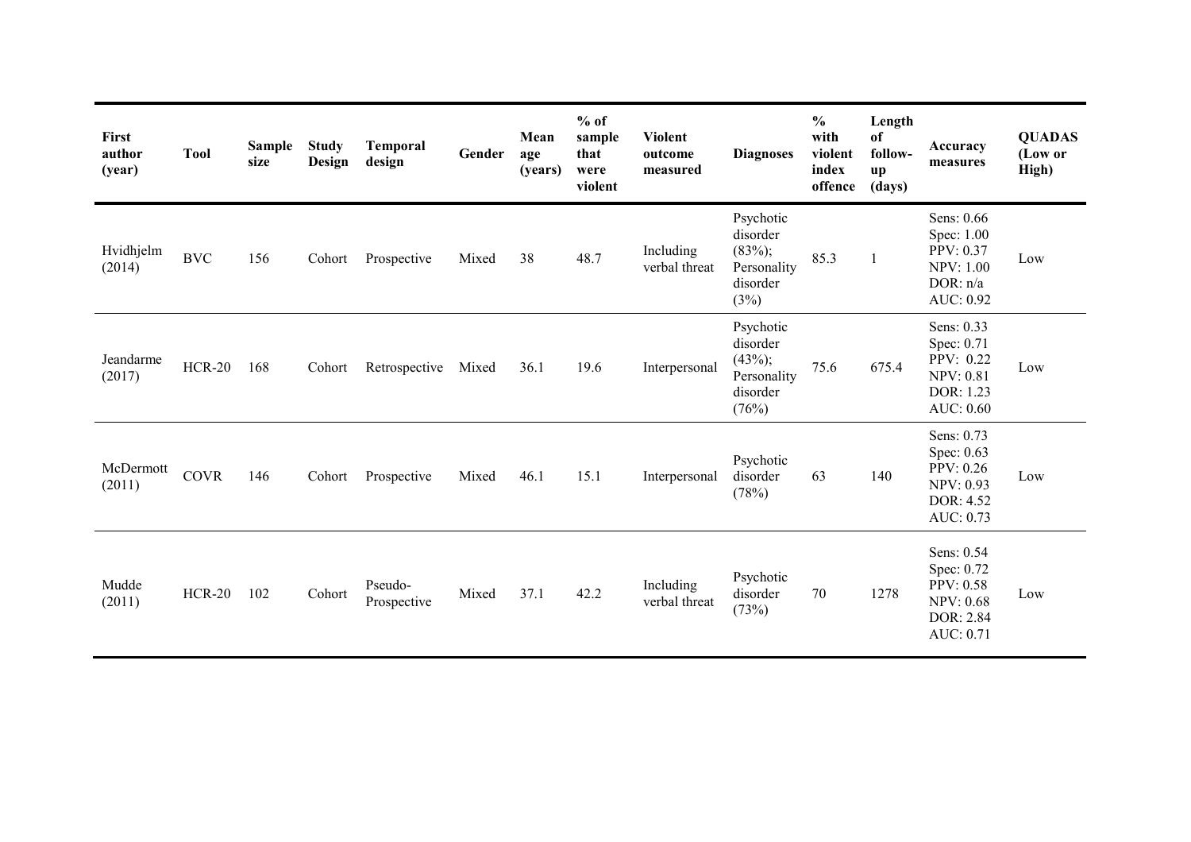| First author (year) | Tool | Sample size | Study Design | Temporal design | Gender | Mean age (years) | % of sample that were violent | Violent outcome measured | Diagnoses | % with violent index offence | Length of follow-up (days) | Accuracy measures | QUADAS (Low or High) |
|---|---|---|---|---|---|---|---|---|---|---|---|---|---|
| Hvidhjelm (2014) | BVC | 156 | Cohort | Prospective | Mixed | 38 | 48.7 | Including verbal threat | Psychotic disorder (83%); Personality disorder (3%) | 85.3 | 1 | Sens: 0.66 Spec: 1.00 PPV: 0.37 NPV: 1.00 DOR: n/a AUC: 0.92 | Low |
| Jeandarme (2017) | HCR-20 | 168 | Cohort | Retrospective | Mixed | 36.1 | 19.6 | Interpersonal | Psychotic disorder (43%); Personality disorder (76%) | 75.6 | 675.4 | Sens: 0.33 Spec: 0.71 PPV: 0.22 NPV: 0.81 DOR: 1.23 AUC: 0.60 | Low |
| McDermott (2011) | COVR | 146 | Cohort | Prospective | Mixed | 46.1 | 15.1 | Interpersonal | Psychotic disorder (78%) | 63 | 140 | Sens: 0.73 Spec: 0.63 PPV: 0.26 NPV: 0.93 DOR: 4.52 AUC: 0.73 | Low |
| Mudde (2011) | HCR-20 | 102 | Cohort | Pseudo-Prospective | Mixed | 37.1 | 42.2 | Including verbal threat | Psychotic disorder (73%) | 70 | 1278 | Sens: 0.54 Spec: 0.72 PPV: 0.58 NPV: 0.68 DOR: 2.84 AUC: 0.71 | Low |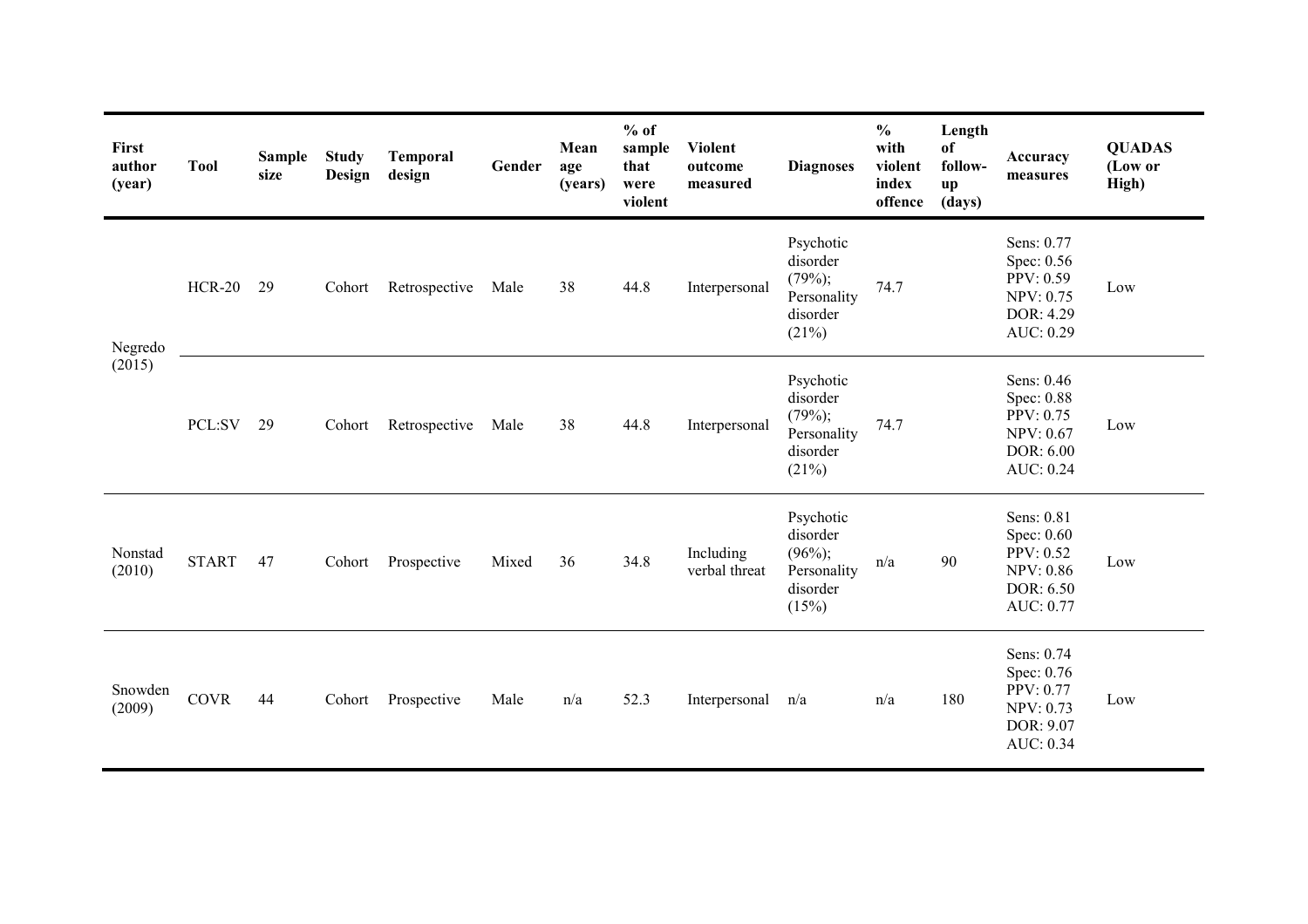| First author (year) | Tool | Sample size | Study Design | Temporal design | Gender | Mean age (years) | % of sample that were violent | Violent outcome measured | Diagnoses | % with violent index offence | Length of follow-up (days) | Accuracy measures | QUADAS (Low or High) |
|---|---|---|---|---|---|---|---|---|---|---|---|---|---|
| Negredo (2015) | HCR-20 | 29 | Cohort | Retrospective | Male | 38 | 44.8 | Interpersonal | Psychotic disorder (79%); Personality disorder (21%) | 74.7 | | Sens: 0.77 Spec: 0.56 PPV: 0.59 NPV: 0.75 DOR: 4.29 AUC: 0.29 | Low |
| | PCL:SV | 29 | Cohort | Retrospective | Male | 38 | 44.8 | Interpersonal | Psychotic disorder (79%); Personality disorder (21%) | 74.7 | | Sens: 0.46 Spec: 0.88 PPV: 0.75 NPV: 0.67 DOR: 6.00 AUC: 0.24 | Low |
| Nonstad (2010) | START | 47 | Cohort | Prospective | Mixed | 36 | 34.8 | Including verbal threat | Psychotic disorder (96%); Personality disorder (15%) | n/a | 90 | Sens: 0.81 Spec: 0.60 PPV: 0.52 NPV: 0.86 DOR: 6.50 AUC: 0.77 | Low |
| Snowden (2009) | COVR | 44 | Cohort | Prospective | Male | n/a | 52.3 | Interpersonal | n/a | n/a | 180 | Sens: 0.74 Spec: 0.76 PPV: 0.77 NPV: 0.73 DOR: 9.07 AUC: 0.34 | Low |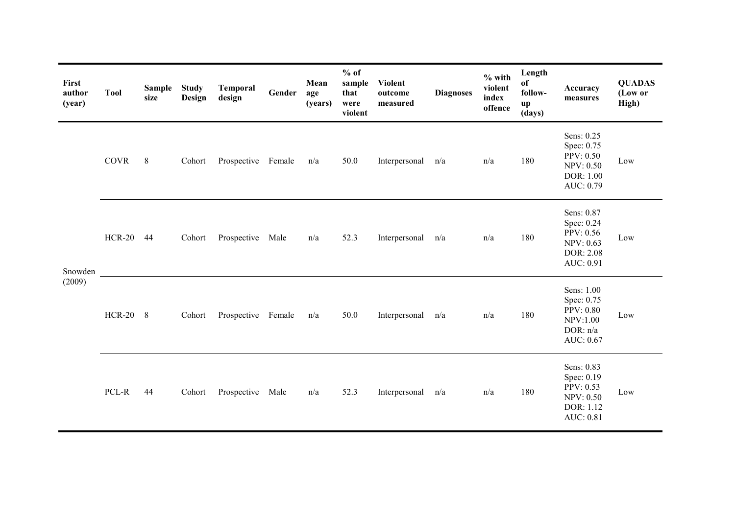| First author (year) | Tool | Sample size | Study Design | Temporal design | Gender | Mean age (years) | % of sample that were violent | Violent outcome measured | Diagnoses | % with violent index offence | Length of follow-up (days) | Accuracy measures | QUADAS (Low or High) |
|---|---|---|---|---|---|---|---|---|---|---|---|---|---|
| Snowden (2009) | COVR | 8 | Cohort | Prospective | Female | n/a | 50.0 | Interpersonal | n/a | n/a | 180 | Sens: 0.25 Spec: 0.75 PPV: 0.50 NPV: 0.50 DOR: 1.00 AUC: 0.79 | Low |
| | HCR-20 | 44 | Cohort | Prospective | Male | n/a | 52.3 | Interpersonal | n/a | n/a | 180 | Sens: 0.87 Spec: 0.24 PPV: 0.56 NPV: 0.63 DOR: 2.08 AUC: 0.91 | Low |
| | HCR-20 | 8 | Cohort | Prospective | Female | n/a | 50.0 | Interpersonal | n/a | n/a | 180 | Sens: 1.00 Spec: 0.75 PPV: 0.80 NPV:1.00 DOR: n/a AUC: 0.67 | Low |
| | PCL-R | 44 | Cohort | Prospective | Male | n/a | 52.3 | Interpersonal | n/a | n/a | 180 | Sens: 0.83 Spec: 0.19 PPV: 0.53 NPV: 0.50 DOR: 1.12 AUC: 0.81 | Low |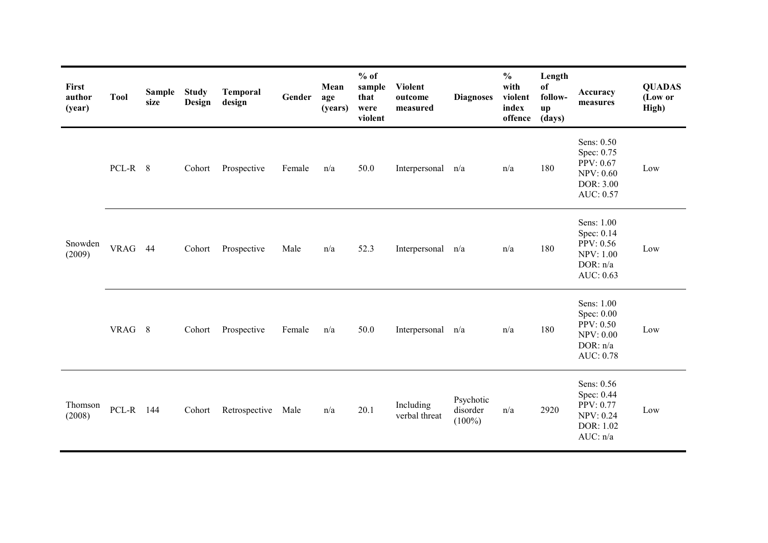| First author (year) | Tool | Sample size | Study Design | Temporal design | Gender | Mean age (years) | % of sample that were violent | Violent outcome measured | Diagnoses | % with violent index offence | Length of follow-up (days) | Accuracy measures | QUADAS (Low or High) |
|---|---|---|---|---|---|---|---|---|---|---|---|---|---|
| Snowden (2009) | PCL-R | 8 | Cohort | Prospective | Female | n/a | 50.0 | Interpersonal | n/a | n/a | 180 | Sens: 0.50 Spec: 0.75 PPV: 0.67 NPV: 0.60 DOR: 3.00 AUC: 0.57 | Low |
| | VRAG | 44 | Cohort | Prospective | Male | n/a | 52.3 | Interpersonal | n/a | n/a | 180 | Sens: 1.00 Spec: 0.14 PPV: 0.56 NPV: 1.00 DOR: n/a AUC: 0.63 | Low |
| | VRAG | 8 | Cohort | Prospective | Female | n/a | 50.0 | Interpersonal | n/a | n/a | 180 | Sens: 1.00 Spec: 0.00 PPV: 0.50 NPV: 0.00 DOR: n/a AUC: 0.78 | Low |
| Thomson (2008) | PCL-R | 144 | Cohort | Retrospective | Male | n/a | 20.1 | Including verbal threat | Psychotic disorder (100%) | n/a | 2920 | Sens: 0.56 Spec: 0.44 PPV: 0.77 NPV: 0.24 DOR: 1.02 AUC: n/a | Low |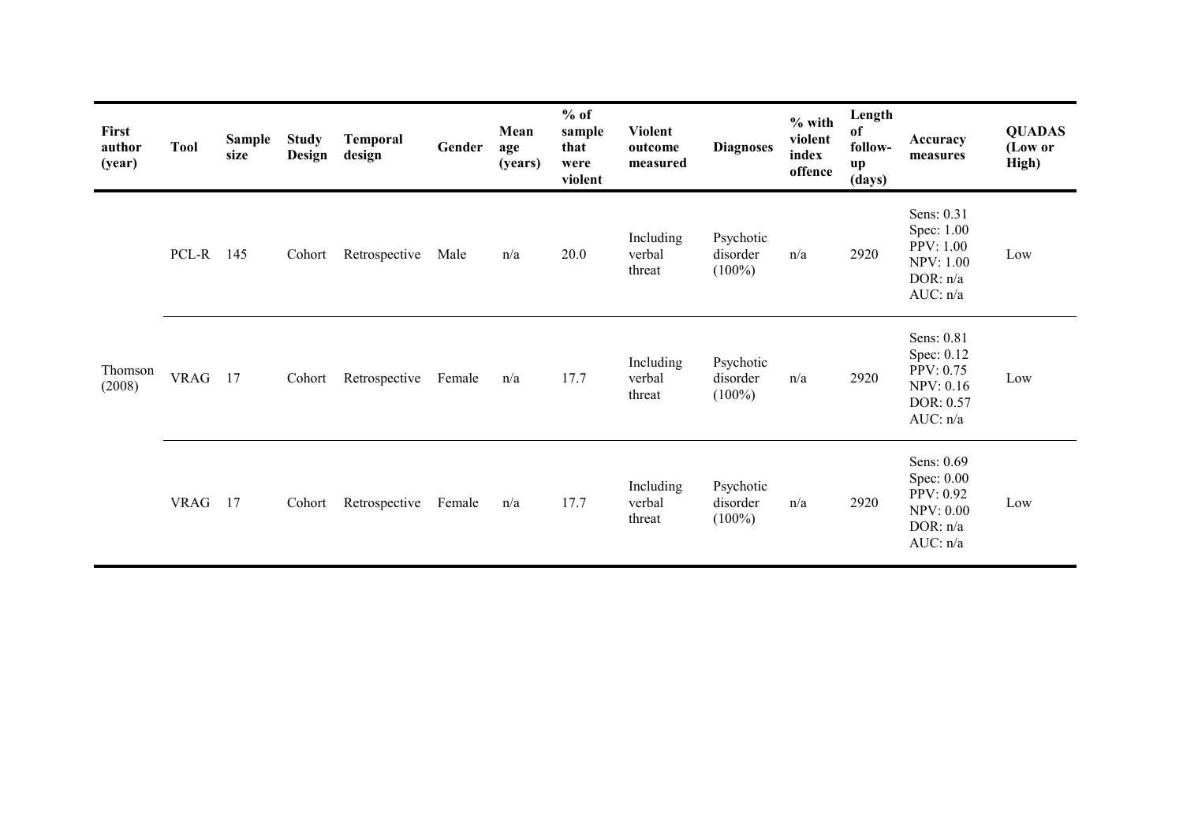| First author (year) | Tool | Sample size | Study Design | Temporal design | Gender | Mean age (years) | % of sample that were violent | Violent outcome measured | Diagnoses | % with violent index offence | Length of follow-up (days) | Accuracy measures | QUADAS (Low or High) |
|---|---|---|---|---|---|---|---|---|---|---|---|---|---|
| Thomson (2008) | PCL-R | 145 | Cohort | Retrospective | Male | n/a | 20.0 | Including verbal threat | Psychotic disorder (100%) | n/a | 2920 | Sens: 0.31<br>Spec: 1.00<br>PPV: 1.00<br>NPV: 1.00<br>DOR: n/a<br>AUC: n/a | Low |
| | VRAG | 17 | Cohort | Retrospective | Female | n/a | 17.7 | Including verbal threat | Psychotic disorder (100%) | n/a | 2920 | Sens: 0.81<br>Spec: 0.12<br>PPV: 0.75<br>NPV: 0.16<br>DOR: 0.57<br>AUC: n/a | Low |
| | VRAG | 17 | Cohort | Retrospective | Female | n/a | 17.7 | Including verbal threat | Psychotic disorder (100%) | n/a | 2920 | Sens: 0.69<br>Spec: 0.00<br>PPV: 0.92<br>NPV: 0.00<br>DOR: n/a<br>AUC: n/a | Low |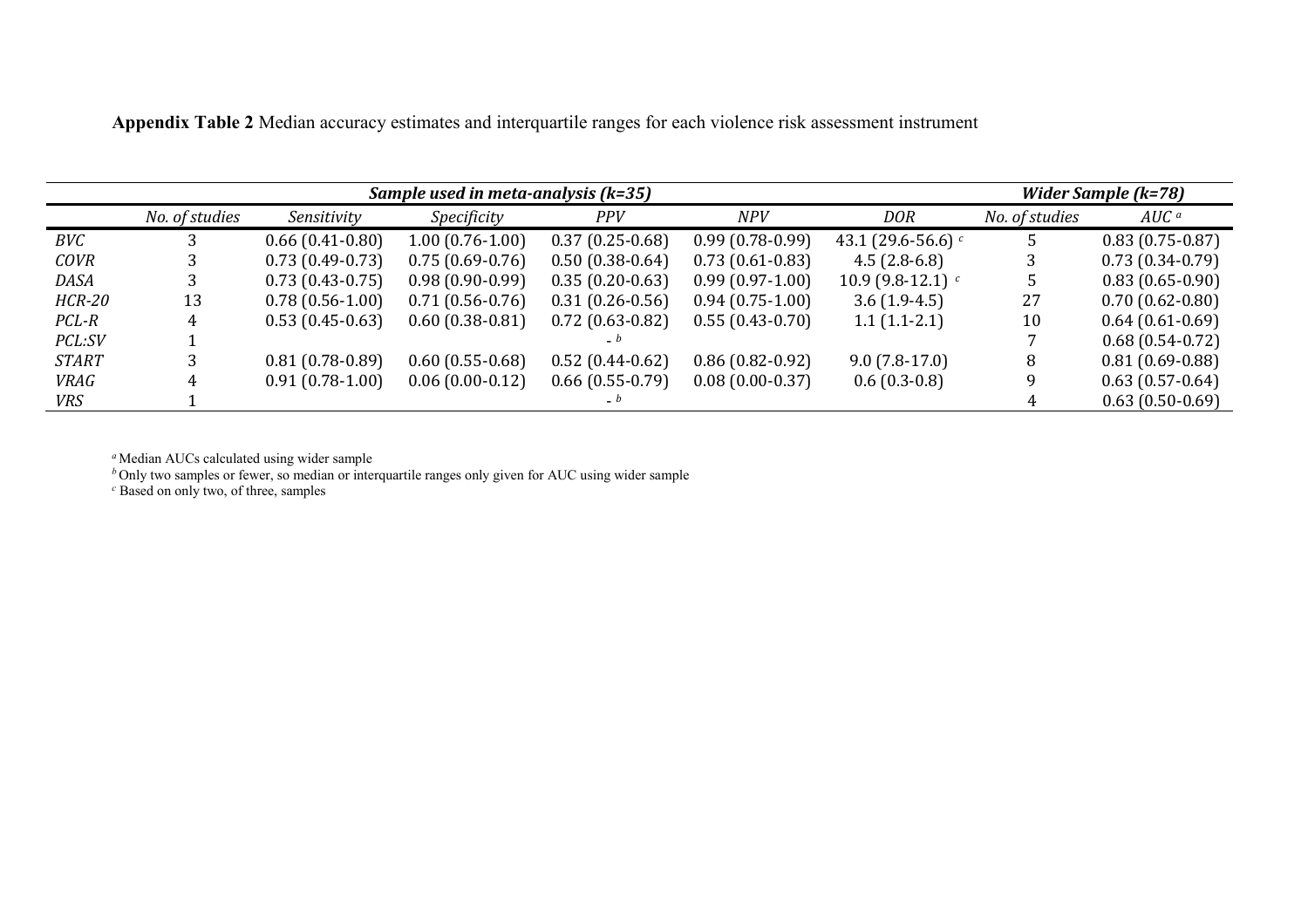**Appendix Table 2** Median accuracy estimates and interquartile ranges for each violence risk assessment instrument

| | *Sample used in meta-analysis (k=35)* | | | | | | *Wider Sample (k=78)* | |
|---|---|---|---|---|---|---|---|---|
| | *No. of studies* | *Sensitivity* | *Specificity* | *PPV* | *NPV* | *DOR* | *No. of studies* | *AUC* [a] |
| *BVC* | 3 | 0.66 (0.41-0.80) | 1.00 (0.76-1.00) | 0.37 (0.25-0.68) | 0.99 (0.78-0.99) | 43.1 (29.6-56.6) [c] | 5 | 0.83 (0.75-0.87) |
| *COVR* | 3 | 0.73 (0.49-0.73) | 0.75 (0.69-0.76) | 0.50 (0.38-0.64) | 0.73 (0.61-0.83) | 4.5 (2.8-6.8) | 3 | 0.73 (0.34-0.79) |
| *DASA* | 3 | 0.73 (0.43-0.75) | 0.98 (0.90-0.99) | 0.35 (0.20-0.63) | 0.99 (0.97-1.00) | 10.9 (9.8-12.1) [c] | 5 | 0.83 (0.65-0.90) |
| *HCR-20* | 13 | 0.78 (0.56-1.00) | 0.71 (0.56-0.76) | 0.31 (0.26-0.56) | 0.94 (0.75-1.00) | 3.6 (1.9-4.5) | 27 | 0.70 (0.62-0.80) |
| *PCL-R* | 4 | 0.53 (0.45-0.63) | 0.60 (0.38-0.81) | 0.72 (0.63-0.82) | 0.55 (0.43-0.70) | 1.1 (1.1-2.1) | 10 | 0.64 (0.61-0.69) |
| *PCL:SV* | 1 | | | - [b] | | | 7 | 0.68 (0.54-0.72) |
| *START* | 3 | 0.81 (0.78-0.89) | 0.60 (0.55-0.68) | 0.52 (0.44-0.62) | 0.86 (0.82-0.92) | 9.0 (7.8-17.0) | 8 | 0.81 (0.69-0.88) |
| *VRAG* | 4 | 0.91 (0.78-1.00) | 0.06 (0.00-0.12) | 0.66 (0.55-0.79) | 0.08 (0.00-0.37) | 0.6 (0.3-0.8) | 9 | 0.63 (0.57-0.64) |
| *VRS* | 1 | | | - [b] | | | 4 | 0.63 (0.50-0.69) |

[a] Median AUCs calculated using wider sample
[b] Only two samples or fewer, so median or interquartile ranges only given for AUC using wider sample
[c] Based on only two, of three, samples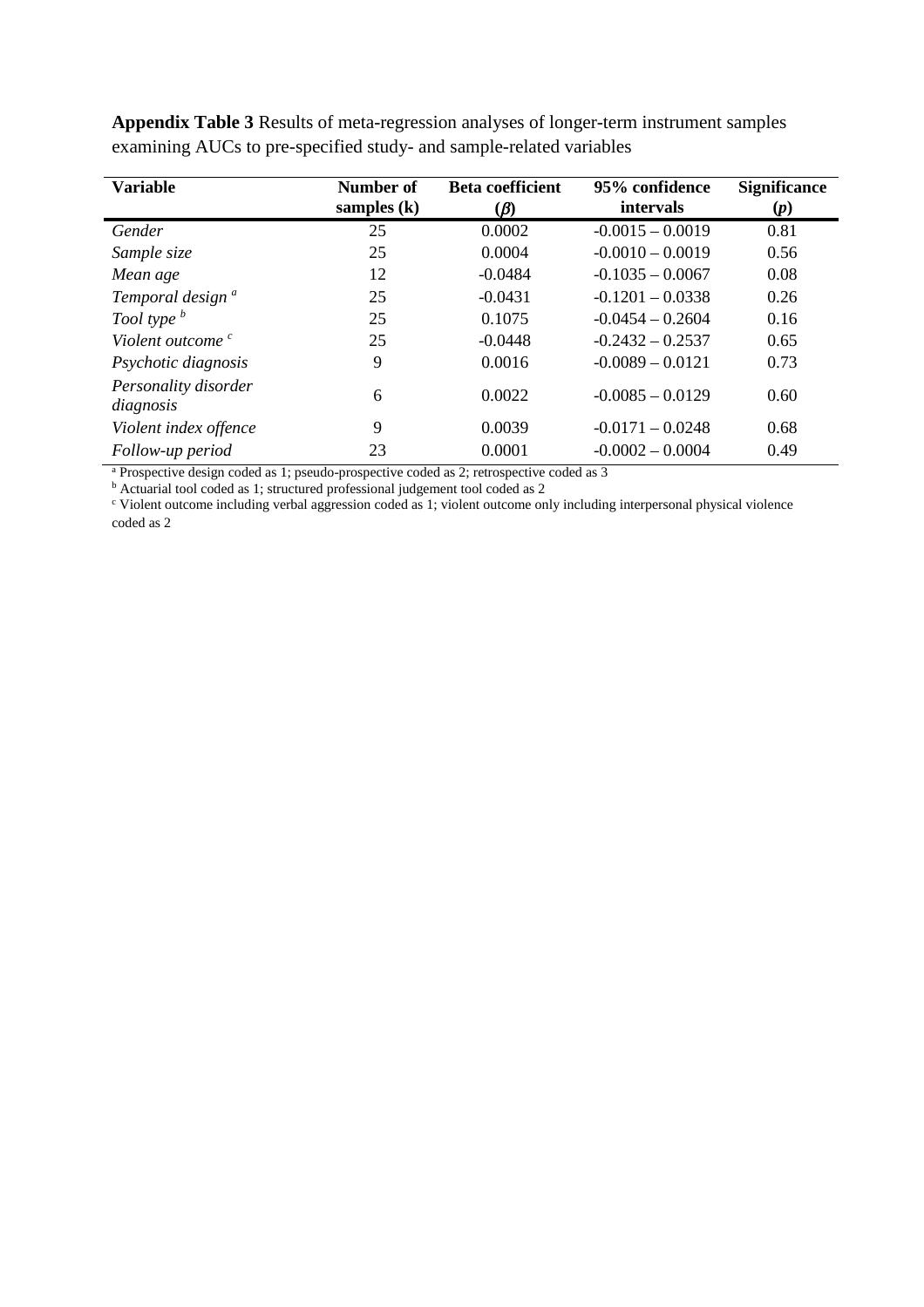**Appendix Table 3** Results of meta-regression analyses of longer-term instrument samples examining AUCs to pre-specified study- and sample-related variables

| Variable | Number of samples (k) | Beta coefficient ($\beta$) | 95% confidence intervals | Significance ($p$) |
|---|---|---|---|---|
| *Gender* | 25 | 0.0002 | -0.0015 – 0.0019 | 0.81 |
| *Sample size* | 25 | 0.0004 | -0.0010 – 0.0019 | 0.56 |
| *Mean age* | 12 | -0.0484 | -0.1035 – 0.0067 | 0.08 |
| *Temporal design* [a] | 25 | -0.0431 | -0.1201 – 0.0338 | 0.26 |
| *Tool type* [b] | 25 | 0.1075 | -0.0454 – 0.2604 | 0.16 |
| *Violent outcome* [c] | 25 | -0.0448 | -0.2432 – 0.2537 | 0.65 |
| *Psychotic diagnosis* | 9 | 0.0016 | -0.0089 – 0.0121 | 0.73 |
| *Personality disorder diagnosis* | 6 | 0.0022 | -0.0085 – 0.0129 | 0.60 |
| *Violent index offence* | 9 | 0.0039 | -0.0171 – 0.0248 | 0.68 |
| *Follow-up period* | 23 | 0.0001 | -0.0002 – 0.0004 | 0.49 |

[a] Prospective design coded as 1; pseudo-prospective coded as 2; retrospective coded as 3

[b] Actuarial tool coded as 1; structured professional judgement tool coded as 2

[c] Violent outcome including verbal aggression coded as 1; violent outcome only including interpersonal physical violence coded as 2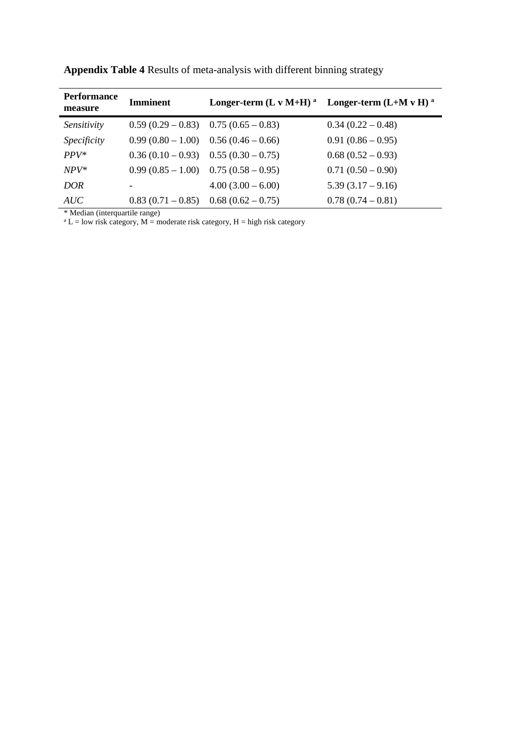**Appendix Table 4** Results of meta-analysis with different binning strategy

| Performance measure | Imminent | Longer-term (L v M+H) [a] | Longer-term (L+M v H) [a] |
|---|---|---|---|
| *Sensitivity* | 0.59 (0.29 – 0.83) | 0.75 (0.65 – 0.83) | 0.34 (0.22 – 0.48) |
| *Specificity* | 0.99 (0.80 – 1.00) | 0.56 (0.46 – 0.66) | 0.91 (0.86 – 0.95) |
| *PPV** | 0.36 (0.10 – 0.93) | 0.55 (0.30 – 0.75) | 0.68 (0.52 – 0.93) |
| *NPV** | 0.99 (0.85 – 1.00) | 0.75 (0.58 – 0.95) | 0.71 (0.50 – 0.90) |
| *DOR* | - | 4.00 (3.00 – 6.00) | 5.39 (3.17 – 9.16) |
| *AUC* | 0.83 (0.71 – 0.85) | 0.68 (0.62 – 0.75) | 0.78 (0.74 – 0.81) |

* Median (interquartile range)

[a] L = low risk category, M = moderate risk category, H = high risk category